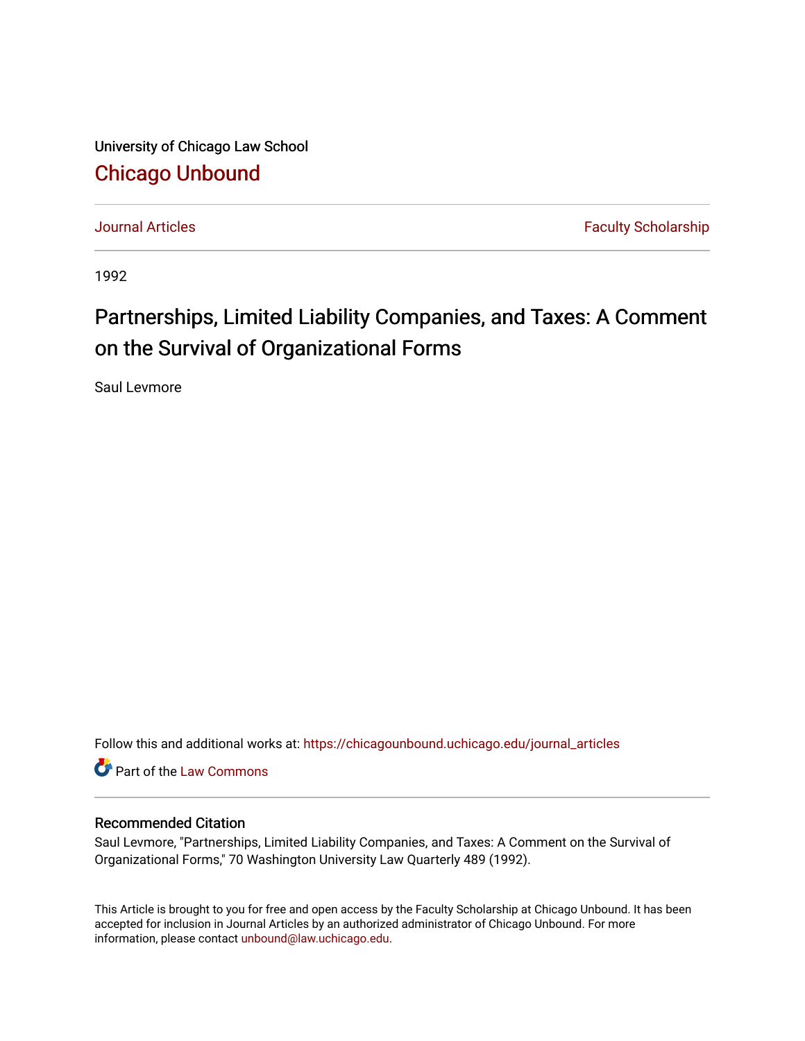University of Chicago Law School

# Chicago Unbound

Journal Articles | Faculty Scholarship

1992

# Partnerships, Limited Liability Companies, and Taxes: A Comment on the Survival of Organizational Forms

Saul Levmore

Follow this and additional works at: https://chicagounbound.uchicago.edu/journal_articles

Part of the Law Commons

## Recommended Citation

Saul Levmore, "Partnerships, Limited Liability Companies, and Taxes: A Comment on the Survival of Organizational Forms," 70 Washington University Law Quarterly 489 (1992).

This Article is brought to you for free and open access by the Faculty Scholarship at Chicago Unbound. It has been accepted for inclusion in Journal Articles by an authorized administrator of Chicago Unbound. For more information, please contact unbound@law.uchicago.edu.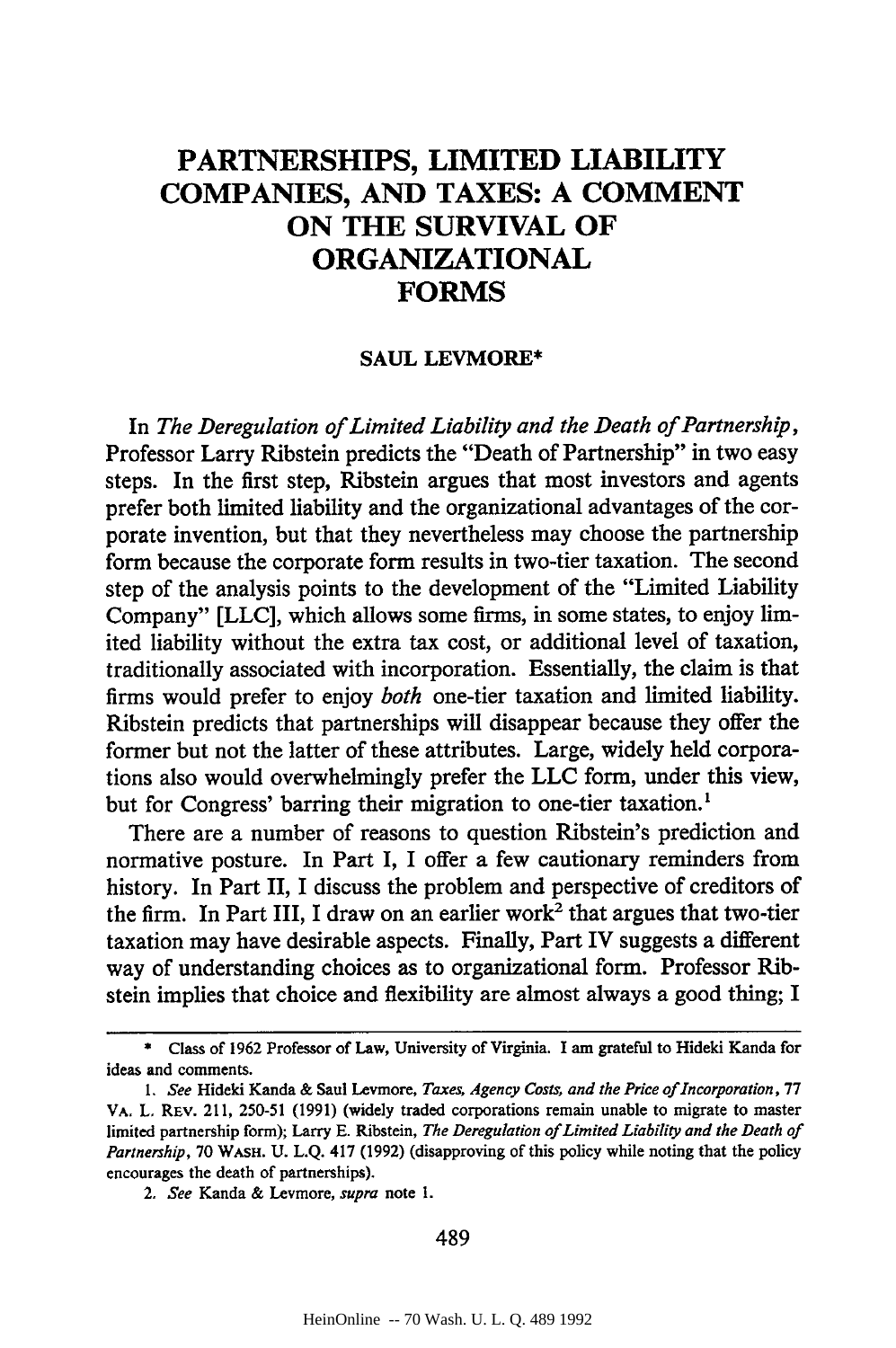# PARTNERSHIPS, LIMITED LIABILITY COMPANIES, AND TAXES: A COMMENT ON THE SURVIVAL OF ORGANIZATIONAL FORMS

**SAUL LEVMORE***

In *The Deregulation of Limited Liability and the Death of Partnership*, Professor Larry Ribstein predicts the "Death of Partnership" in two easy steps. In the first step, Ribstein argues that most investors and agents prefer both limited liability and the organizational advantages of the corporate invention, but that they nevertheless may choose the partnership form because the corporate form results in two-tier taxation. The second step of the analysis points to the development of the "Limited Liability Company" [LLC], which allows some firms, in some states, to enjoy limited liability without the extra tax cost, or additional level of taxation, traditionally associated with incorporation. Essentially, the claim is that firms would prefer to enjoy *both* one-tier taxation and limited liability. Ribstein predicts that partnerships will disappear because they offer the former but not the latter of these attributes. Large, widely held corporations also would overwhelmingly prefer the LLC form, under this view, but for Congress' barring their migration to one-tier taxation.[1]

There are a number of reasons to question Ribstein's prediction and normative posture. In Part I, I offer a few cautionary reminders from history. In Part II, I discuss the problem and perspective of creditors of the firm. In Part III, I draw on an earlier work[2] that argues that two-tier taxation may have desirable aspects. Finally, Part IV suggests a different way of understanding choices as to organizational form. Professor Ribstein implies that choice and flexibility are almost always a good thing; I

---

\* Class of 1962 Professor of Law, University of Virginia. I am grateful to Hideki Kanda for ideas and comments.

1. *See* Hideki Kanda & Saul Levmore, *Taxes, Agency Costs, and the Price of Incorporation*, 77 VA. L. REV. 211, 250-51 (1991) (widely traded corporations remain unable to migrate to master limited partnership form); Larry E. Ribstein, *The Deregulation of Limited Liability and the Death of Partnership*, 70 WASH. U. L.Q. 417 (1992) (disapproving of this policy while noting that the policy encourages the death of partnerships).

2. *See* Kanda & Levmore, *supra* note 1.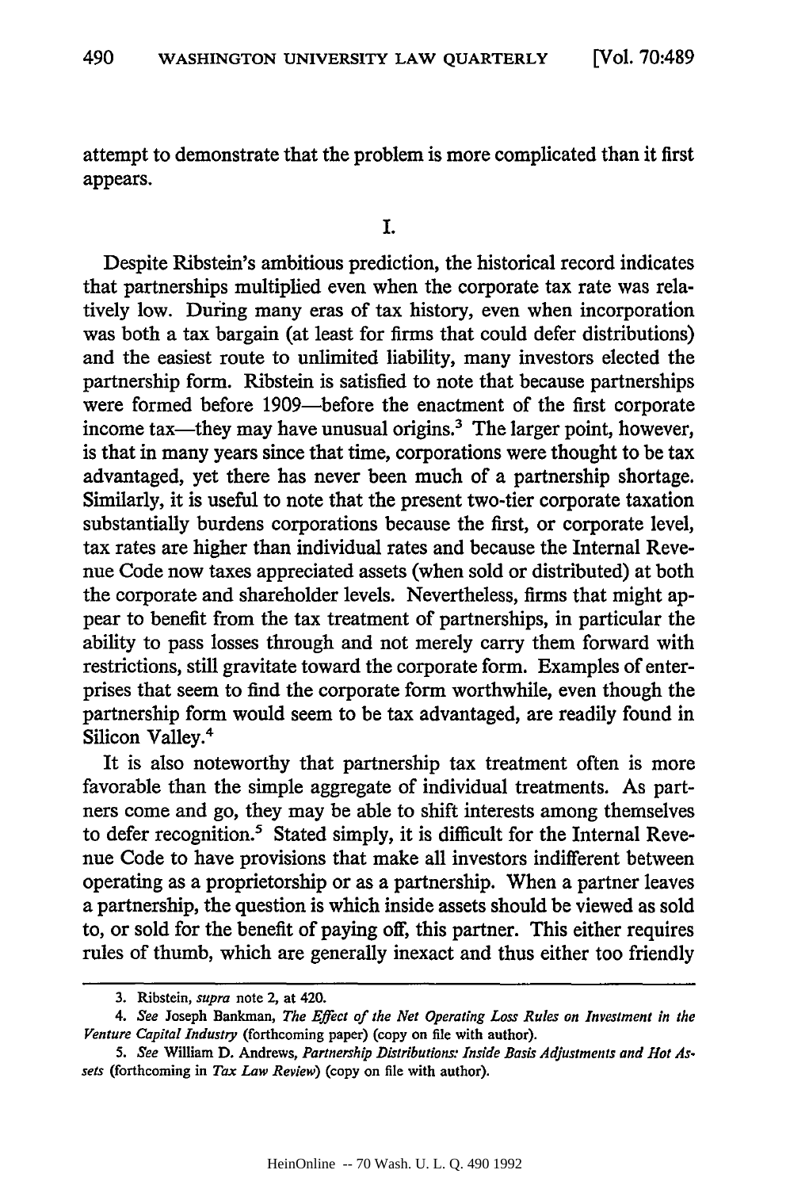attempt to demonstrate that the problem is more complicated than it first appears.

## I.

Despite Ribstein's ambitious prediction, the historical record indicates that partnerships multiplied even when the corporate tax rate was relatively low. During many eras of tax history, even when incorporation was both a tax bargain (at least for firms that could defer distributions) and the easiest route to unlimited liability, many investors elected the partnership form. Ribstein is satisfied to note that because partnerships were formed before 1909—before the enactment of the first corporate income tax—they may have unusual origins.[3] The larger point, however, is that in many years since that time, corporations were thought to be tax advantaged, yet there has never been much of a partnership shortage. Similarly, it is useful to note that the present two-tier corporate taxation substantially burdens corporations because the first, or corporate level, tax rates are higher than individual rates and because the Internal Revenue Code now taxes appreciated assets (when sold or distributed) at both the corporate and shareholder levels. Nevertheless, firms that might appear to benefit from the tax treatment of partnerships, in particular the ability to pass losses through and not merely carry them forward with restrictions, still gravitate toward the corporate form. Examples of enterprises that seem to find the corporate form worthwhile, even though the partnership form would seem to be tax advantaged, are readily found in Silicon Valley.[4]

It is also noteworthy that partnership tax treatment often is more favorable than the simple aggregate of individual treatments. As partners come and go, they may be able to shift interests among themselves to defer recognition.[5] Stated simply, it is difficult for the Internal Revenue Code to have provisions that make all investors indifferent between operating as a proprietorship or as a partnership. When a partner leaves a partnership, the question is which inside assets should be viewed as sold to, or sold for the benefit of paying off, this partner. This either requires rules of thumb, which are generally inexact and thus either too friendly

---

3. Ribstein, *supra* note 2, at 420.

4. *See* Joseph Bankman, *The Effect of the Net Operating Loss Rules on Investment in the Venture Capital Industry* (forthcoming paper) (copy on file with author).

5. *See* William D. Andrews, *Partnership Distributions: Inside Basis Adjustments and Hot Assets* (forthcoming in *Tax Law Review*) (copy on file with author).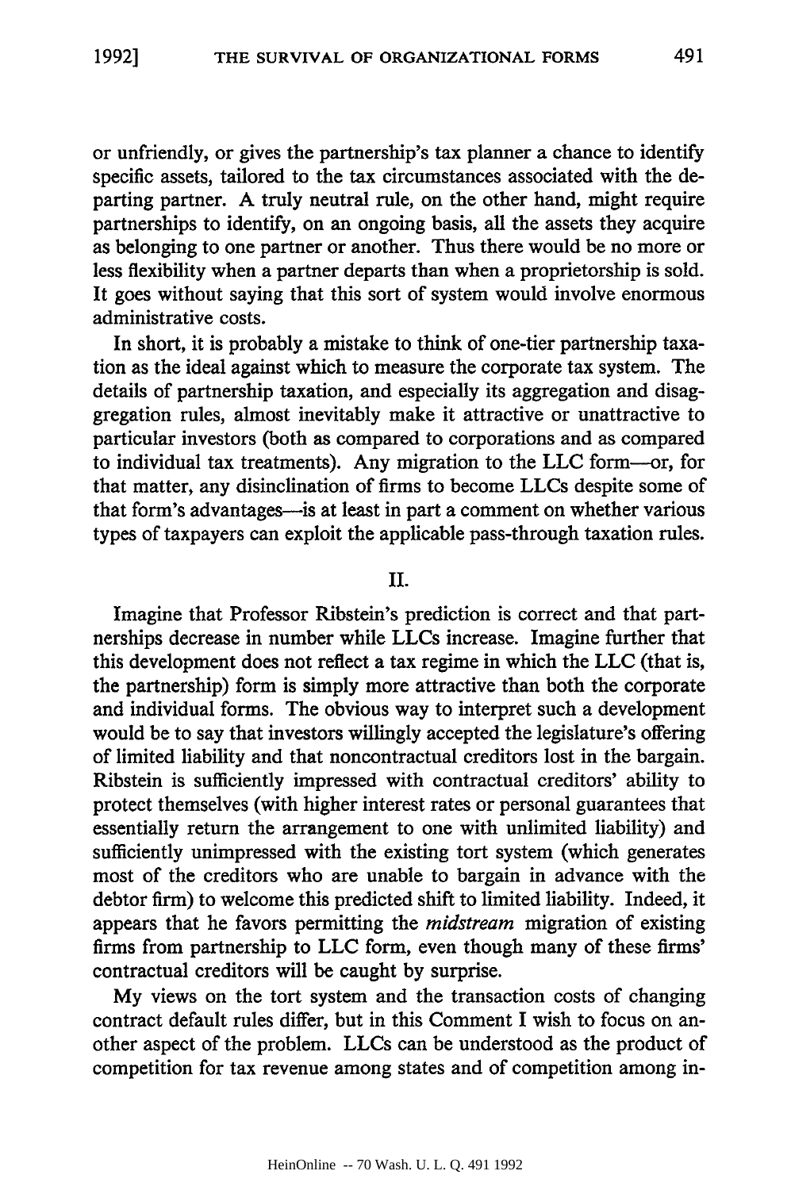or unfriendly, or gives the partnership's tax planner a chance to identify specific assets, tailored to the tax circumstances associated with the departing partner. A truly neutral rule, on the other hand, might require partnerships to identify, on an ongoing basis, all the assets they acquire as belonging to one partner or another. Thus there would be no more or less flexibility when a partner departs than when a proprietorship is sold. It goes without saying that this sort of system would involve enormous administrative costs.

In short, it is probably a mistake to think of one-tier partnership taxation as the ideal against which to measure the corporate tax system. The details of partnership taxation, and especially its aggregation and disaggregation rules, almost inevitably make it attractive or unattractive to particular investors (both as compared to corporations and as compared to individual tax treatments). Any migration to the LLC form—or, for that matter, any disinclination of firms to become LLCs despite some of that form's advantages—is at least in part a comment on whether various types of taxpayers can exploit the applicable pass-through taxation rules.

## II.

Imagine that Professor Ribstein's prediction is correct and that partnerships decrease in number while LLCs increase. Imagine further that this development does not reflect a tax regime in which the LLC (that is, the partnership) form is simply more attractive than both the corporate and individual forms. The obvious way to interpret such a development would be to say that investors willingly accepted the legislature's offering of limited liability and that noncontractual creditors lost in the bargain. Ribstein is sufficiently impressed with contractual creditors' ability to protect themselves (with higher interest rates or personal guarantees that essentially return the arrangement to one with unlimited liability) and sufficiently unimpressed with the existing tort system (which generates most of the creditors who are unable to bargain in advance with the debtor firm) to welcome this predicted shift to limited liability. Indeed, it appears that he favors permitting the *midstream* migration of existing firms from partnership to LLC form, even though many of these firms' contractual creditors will be caught by surprise.

My views on the tort system and the transaction costs of changing contract default rules differ, but in this Comment I wish to focus on another aspect of the problem. LLCs can be understood as the product of competition for tax revenue among states and of competition among in-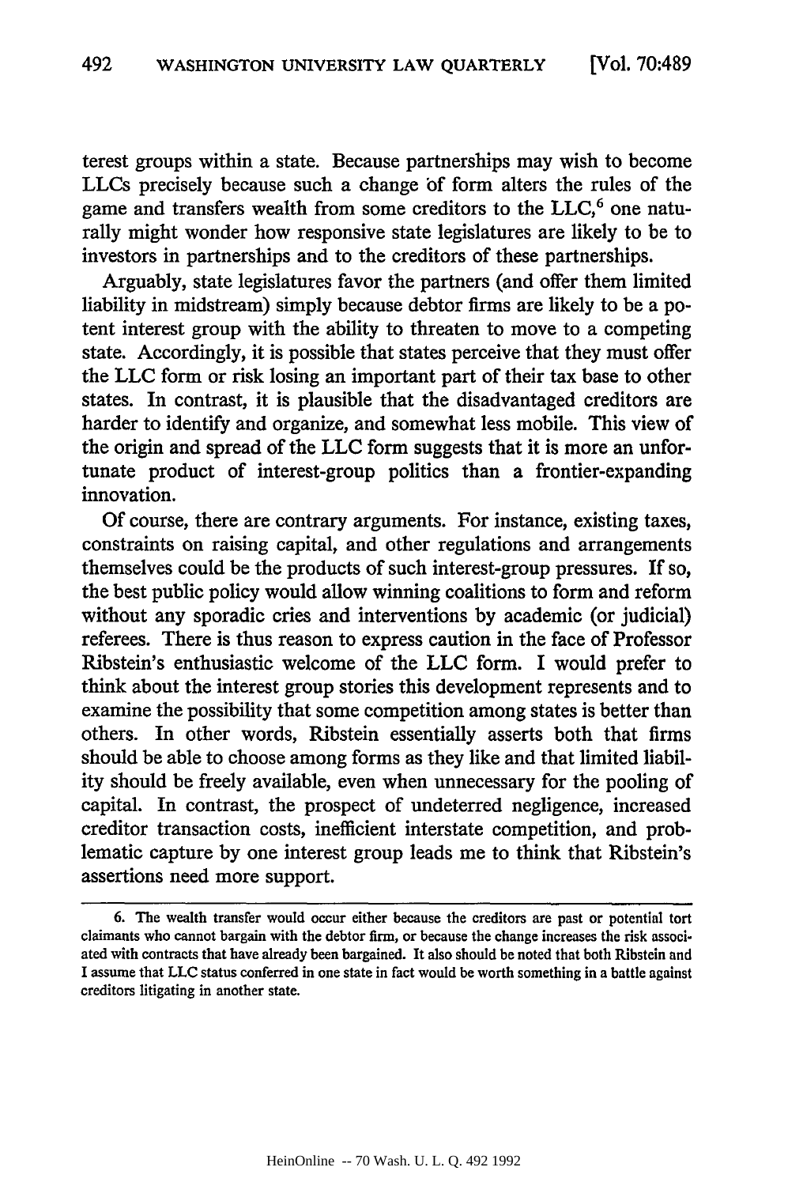terest groups within a state. Because partnerships may wish to become LLCs precisely because such a change of form alters the rules of the game and transfers wealth from some creditors to the LLC,[6] one naturally might wonder how responsive state legislatures are likely to be to investors in partnerships and to the creditors of these partnerships.

Arguably, state legislatures favor the partners (and offer them limited liability in midstream) simply because debtor firms are likely to be a potent interest group with the ability to threaten to move to a competing state. Accordingly, it is possible that states perceive that they must offer the LLC form or risk losing an important part of their tax base to other states. In contrast, it is plausible that the disadvantaged creditors are harder to identify and organize, and somewhat less mobile. This view of the origin and spread of the LLC form suggests that it is more an unfortunate product of interest-group politics than a frontier-expanding innovation.

Of course, there are contrary arguments. For instance, existing taxes, constraints on raising capital, and other regulations and arrangements themselves could be the products of such interest-group pressures. If so, the best public policy would allow winning coalitions to form and reform without any sporadic cries and interventions by academic (or judicial) referees. There is thus reason to express caution in the face of Professor Ribstein's enthusiastic welcome of the LLC form. I would prefer to think about the interest group stories this development represents and to examine the possibility that some competition among states is better than others. In other words, Ribstein essentially asserts both that firms should be able to choose among forms as they like and that limited liability should be freely available, even when unnecessary for the pooling of capital. In contrast, the prospect of undeterred negligence, increased creditor transaction costs, inefficient interstate competition, and problematic capture by one interest group leads me to think that Ribstein's assertions need more support.

---

6. The wealth transfer would occur either because the creditors are past or potential tort claimants who cannot bargain with the debtor firm, or because the change increases the risk associated with contracts that have already been bargained. It also should be noted that both Ribstein and I assume that LLC status conferred in one state in fact would be worth something in a battle against creditors litigating in another state.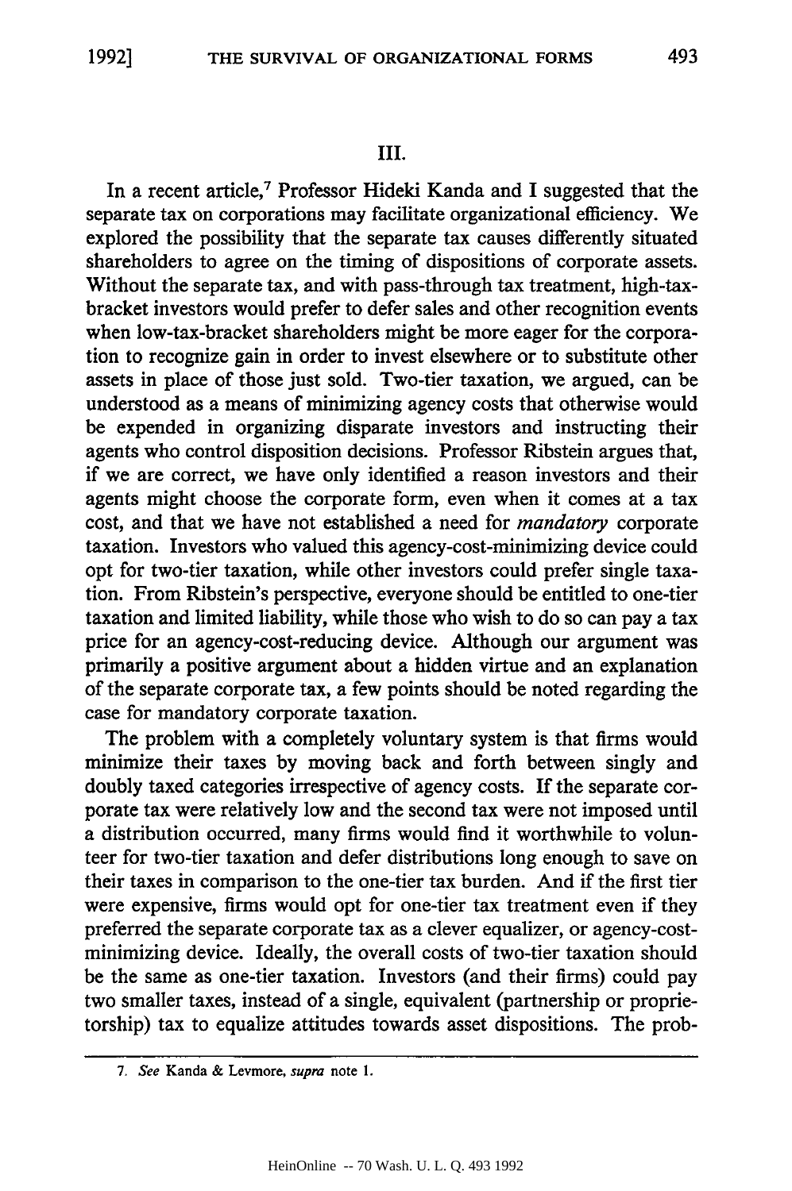## III.

In a recent article,[7] Professor Hideki Kanda and I suggested that the separate tax on corporations may facilitate organizational efficiency. We explored the possibility that the separate tax causes differently situated shareholders to agree on the timing of dispositions of corporate assets. Without the separate tax, and with pass-through tax treatment, high-tax-bracket investors would prefer to defer sales and other recognition events when low-tax-bracket shareholders might be more eager for the corporation to recognize gain in order to invest elsewhere or to substitute other assets in place of those just sold. Two-tier taxation, we argued, can be understood as a means of minimizing agency costs that otherwise would be expended in organizing disparate investors and instructing their agents who control disposition decisions. Professor Ribstein argues that, if we are correct, we have only identified a reason investors and their agents might choose the corporate form, even when it comes at a tax cost, and that we have not established a need for *mandatory* corporate taxation. Investors who valued this agency-cost-minimizing device could opt for two-tier taxation, while other investors could prefer single taxation. From Ribstein's perspective, everyone should be entitled to one-tier taxation and limited liability, while those who wish to do so can pay a tax price for an agency-cost-reducing device. Although our argument was primarily a positive argument about a hidden virtue and an explanation of the separate corporate tax, a few points should be noted regarding the case for mandatory corporate taxation.

The problem with a completely voluntary system is that firms would minimize their taxes by moving back and forth between singly and doubly taxed categories irrespective of agency costs. If the separate corporate tax were relatively low and the second tax were not imposed until a distribution occurred, many firms would find it worthwhile to volunteer for two-tier taxation and defer distributions long enough to save on their taxes in comparison to the one-tier tax burden. And if the first tier were expensive, firms would opt for one-tier tax treatment even if they preferred the separate corporate tax as a clever equalizer, or agency-cost-minimizing device. Ideally, the overall costs of two-tier taxation should be the same as one-tier taxation. Investors (and their firms) could pay two smaller taxes, instead of a single, equivalent (partnership or proprietorship) tax to equalize attitudes towards asset dispositions. The prob-

7. *See* Kanda & Levmore, *supra* note 1.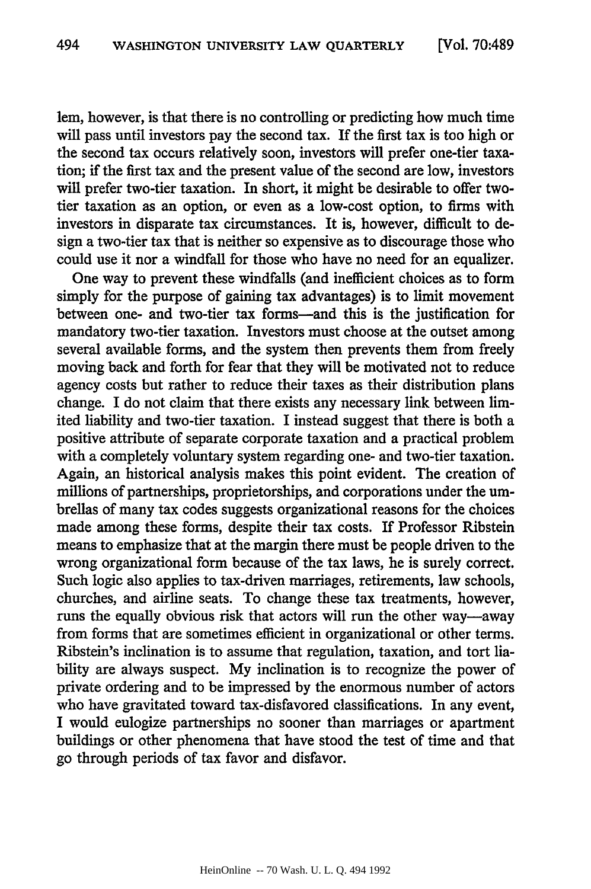lem, however, is that there is no controlling or predicting how much time will pass until investors pay the second tax. If the first tax is too high or the second tax occurs relatively soon, investors will prefer one-tier taxation; if the first tax and the present value of the second are low, investors will prefer two-tier taxation. In short, it might be desirable to offer two-tier taxation as an option, or even as a low-cost option, to firms with investors in disparate tax circumstances. It is, however, difficult to design a two-tier tax that is neither so expensive as to discourage those who could use it nor a windfall for those who have no need for an equalizer.

One way to prevent these windfalls (and inefficient choices as to form simply for the purpose of gaining tax advantages) is to limit movement between one- and two-tier tax forms—and this is the justification for mandatory two-tier taxation. Investors must choose at the outset among several available forms, and the system then prevents them from freely moving back and forth for fear that they will be motivated not to reduce agency costs but rather to reduce their taxes as their distribution plans change. I do not claim that there exists any necessary link between limited liability and two-tier taxation. I instead suggest that there is both a positive attribute of separate corporate taxation and a practical problem with a completely voluntary system regarding one- and two-tier taxation. Again, an historical analysis makes this point evident. The creation of millions of partnerships, proprietorships, and corporations under the umbrellas of many tax codes suggests organizational reasons for the choices made among these forms, despite their tax costs. If Professor Ribstein means to emphasize that at the margin there must be people driven to the wrong organizational form because of the tax laws, he is surely correct. Such logic also applies to tax-driven marriages, retirements, law schools, churches, and airline seats. To change these tax treatments, however, runs the equally obvious risk that actors will run the other way—away from forms that are sometimes efficient in organizational or other terms. Ribstein's inclination is to assume that regulation, taxation, and tort liability are always suspect. My inclination is to recognize the power of private ordering and to be impressed by the enormous number of actors who have gravitated toward tax-disfavored classifications. In any event, I would eulogize partnerships no sooner than marriages or apartment buildings or other phenomena that have stood the test of time and that go through periods of tax favor and disfavor.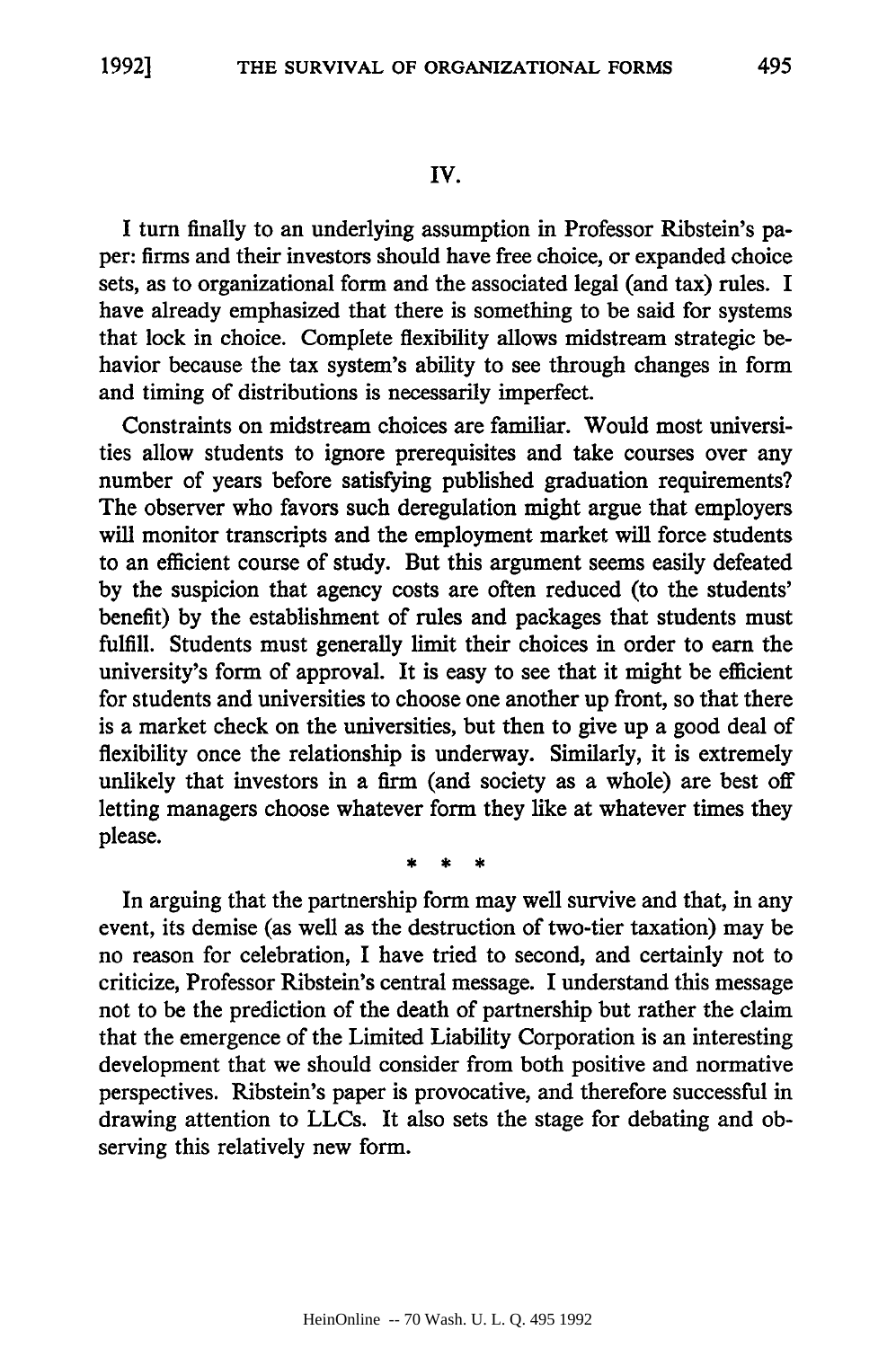## IV.

I turn finally to an underlying assumption in Professor Ribstein's paper: firms and their investors should have free choice, or expanded choice sets, as to organizational form and the associated legal (and tax) rules. I have already emphasized that there is something to be said for systems that lock in choice. Complete flexibility allows midstream strategic behavior because the tax system's ability to see through changes in form and timing of distributions is necessarily imperfect.

Constraints on midstream choices are familiar. Would most universities allow students to ignore prerequisites and take courses over any number of years before satisfying published graduation requirements? The observer who favors such deregulation might argue that employers will monitor transcripts and the employment market will force students to an efficient course of study. But this argument seems easily defeated by the suspicion that agency costs are often reduced (to the students' benefit) by the establishment of rules and packages that students must fulfill. Students must generally limit their choices in order to earn the university's form of approval. It is easy to see that it might be efficient for students and universities to choose one another up front, so that there is a market check on the universities, but then to give up a good deal of flexibility once the relationship is underway. Similarly, it is extremely unlikely that investors in a firm (and society as a whole) are best off letting managers choose whatever form they like at whatever times they please.

\* \* \*

In arguing that the partnership form may well survive and that, in any event, its demise (as well as the destruction of two-tier taxation) may be no reason for celebration, I have tried to second, and certainly not to criticize, Professor Ribstein's central message. I understand this message not to be the prediction of the death of partnership but rather the claim that the emergence of the Limited Liability Corporation is an interesting development that we should consider from both positive and normative perspectives. Ribstein's paper is provocative, and therefore successful in drawing attention to LLCs. It also sets the stage for debating and observing this relatively new form.